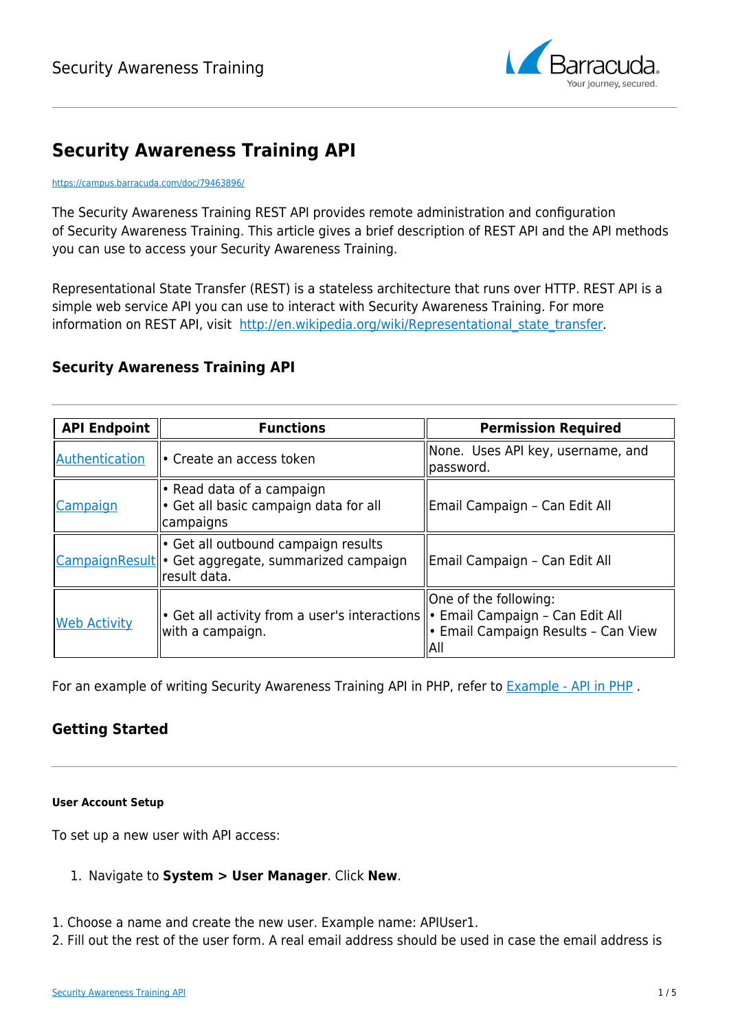# Security Awareness Training API

https://campus.barracuda.com/doc/79463896/

The Security Awareness Training REST API provides remote administration and configuration of Security Awareness Training. This article gives a brief description of REST API and the API methods you can use to access your Security Awareness Training.

Representational State Transfer (REST) is a stateless architecture that runs over HTTP. REST API is a simple web service API you can use to interact with Security Awareness Training. For more information on REST API, visit http://en.wikipedia.org/wiki/Representational_state_transfer.

## Security Awareness Training API

| API Endpoint | Functions | Permission Required |
|---|---|---|
| Authentication | • Create an access token | None. Uses API key, username, and password. |
| Campaign | • Read data of a campaign<br>• Get all basic campaign data for all campaigns | Email Campaign – Can Edit All |
| CampaignResult | • Get all outbound campaign results<br>• Get aggregate, summarized campaign result data. | Email Campaign – Can Edit All |
| Web Activity | • Get all activity from a user's interactions with a campaign. | One of the following:<br>• Email Campaign – Can Edit All<br>• Email Campaign Results – Can View All |

For an example of writing Security Awareness Training API in PHP, refer to Example - API in PHP .

## Getting Started

#### User Account Setup

To set up a new user with API access:

1. Navigate to **System > User Manager**. Click **New**.

1. Choose a name and create the new user. Example name: APIUser1.
2. Fill out the rest of the user form. A real email address should be used in case the email address is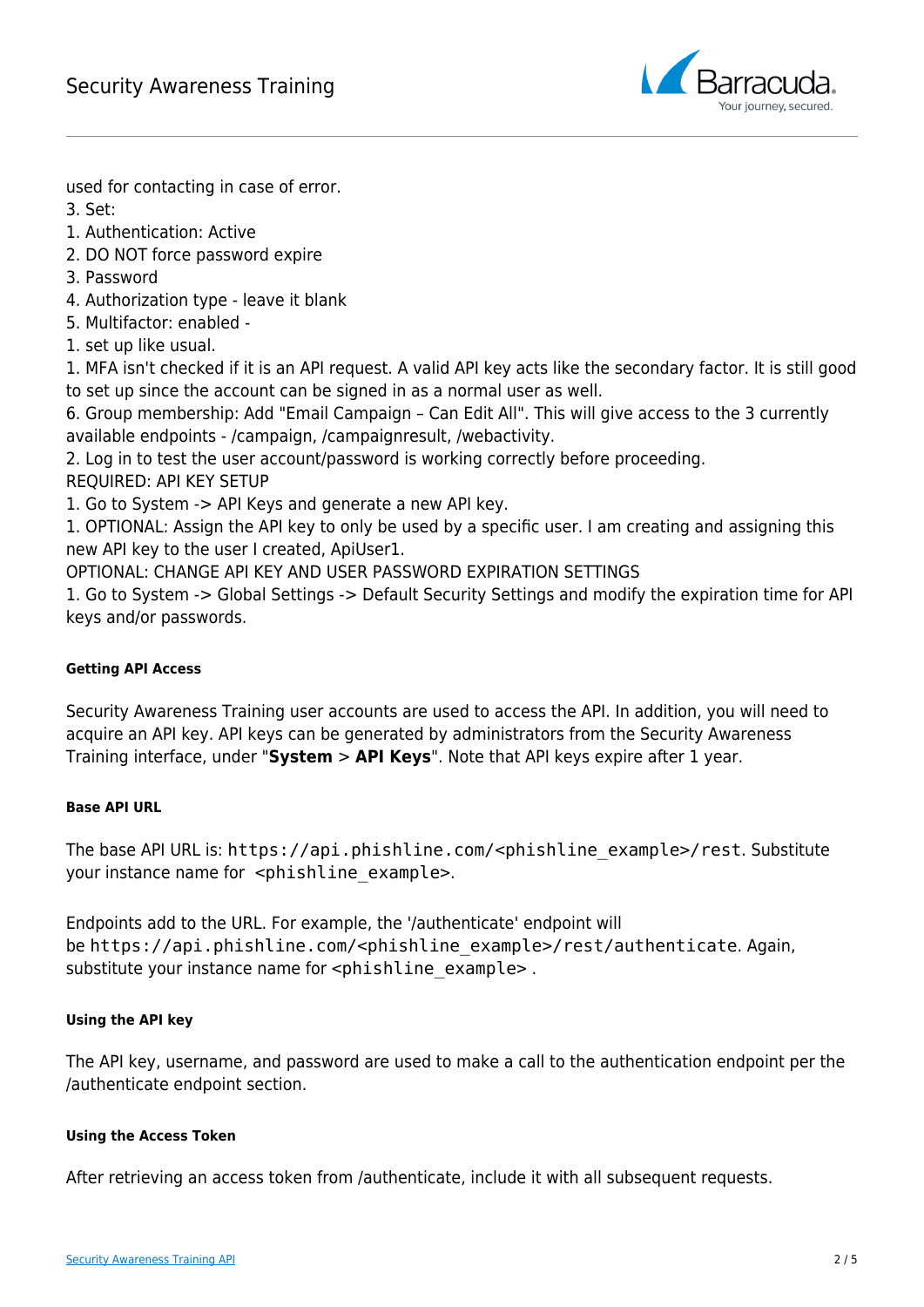used for contacting in case of error.
3. Set:
1. Authentication: Active
2. DO NOT force password expire
3. Password
4. Authorization type - leave it blank
5. Multifactor: enabled -
1. set up like usual.
1. MFA isn't checked if it is an API request. A valid API key acts like the secondary factor. It is still good to set up since the account can be signed in as a normal user as well.
6. Group membership: Add "Email Campaign – Can Edit All". This will give access to the 3 currently available endpoints - /campaign, /campaignresult, /webactivity.
2. Log in to test the user account/password is working correctly before proceeding.
REQUIRED: API KEY SETUP
1. Go to System -> API Keys and generate a new API key.
1. OPTIONAL: Assign the API key to only be used by a specific user. I am creating and assigning this new API key to the user I created, ApiUser1.
OPTIONAL: CHANGE API KEY AND USER PASSWORD EXPIRATION SETTINGS
1. Go to System -> Global Settings -> Default Security Settings and modify the expiration time for API keys and/or passwords.

#### Getting API Access

Security Awareness Training user accounts are used to access the API. In addition, you will need to acquire an API key. API keys can be generated by administrators from the Security Awareness Training interface, under "**System** > **API Keys**". Note that API keys expire after 1 year.

#### Base API URL

The base API URL is: `https://api.phishline.com/<phishline_example>/rest`. Substitute your instance name for `<phishline_example>`.

Endpoints add to the URL. For example, the '/authenticate' endpoint will be `https://api.phishline.com/<phishline_example>/rest/authenticate`. Again, substitute your instance name for `<phishline_example>` .

#### Using the API key

The API key, username, and password are used to make a call to the authentication endpoint per the /authenticate endpoint section.

#### Using the Access Token

After retrieving an access token from /authenticate, include it with all subsequent requests.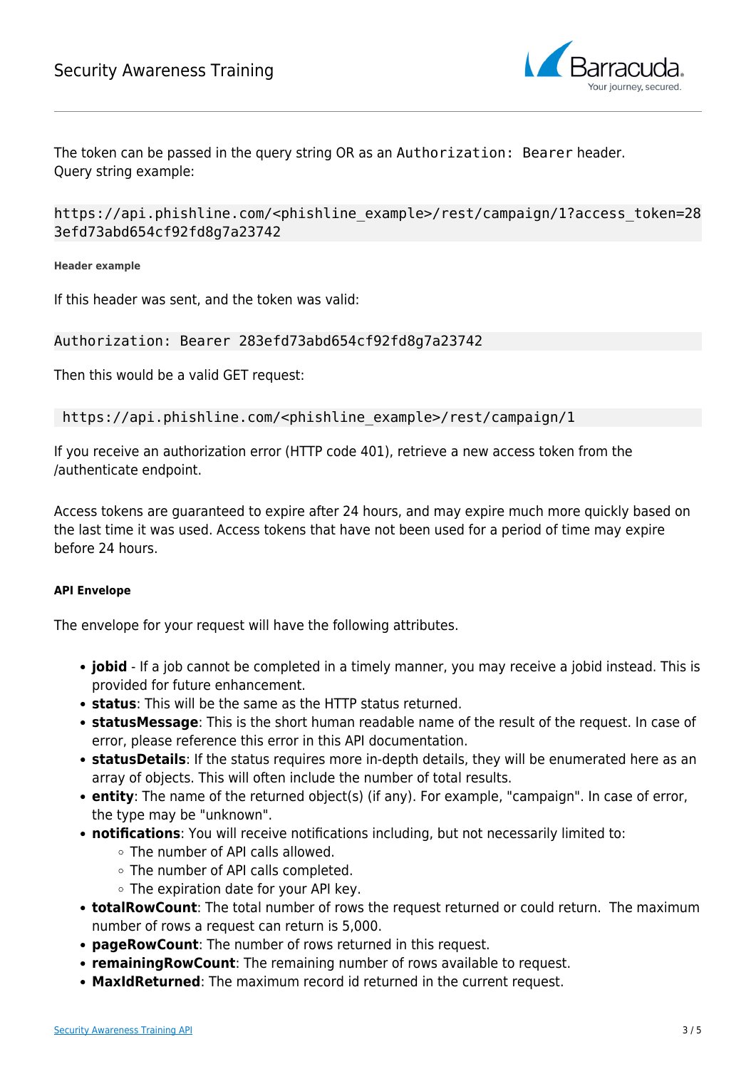The token can be passed in the query string OR as an `Authorization: Bearer` header.
Query string example:

```
https://api.phishline.com/<phishline_example>/rest/campaign/1?access_token=283efd73abd654cf92fd8g7a23742
```

##### Header example

If this header was sent, and the token was valid:

```
Authorization: Bearer 283efd73abd654cf92fd8g7a23742
```

Then this would be a valid GET request:

```
https://api.phishline.com/<phishline_example>/rest/campaign/1
```

If you receive an authorization error (HTTP code 401), retrieve a new access token from the /authenticate endpoint.

Access tokens are guaranteed to expire after 24 hours, and may expire much more quickly based on the last time it was used. Access tokens that have not been used for a period of time may expire before 24 hours.

#### API Envelope

The envelope for your request will have the following attributes.

- **jobid** - If a job cannot be completed in a timely manner, you may receive a jobid instead. This is provided for future enhancement.
- **status**: This will be the same as the HTTP status returned.
- **statusMessage**: This is the short human readable name of the result of the request. In case of error, please reference this error in this API documentation.
- **statusDetails**: If the status requires more in-depth details, they will be enumerated here as an array of objects. This will often include the number of total results.
- **entity**: The name of the returned object(s) (if any). For example, "campaign". In case of error, the type may be "unknown".
- **notifications**: You will receive notifications including, but not necessarily limited to:
  - The number of API calls allowed.
  - The number of API calls completed.
  - The expiration date for your API key.
- **totalRowCount**: The total number of rows the request returned or could return. The maximum number of rows a request can return is 5,000.
- **pageRowCount**: The number of rows returned in this request.
- **remainingRowCount**: The remaining number of rows available to request.
- **MaxIdReturned**: The maximum record id returned in the current request.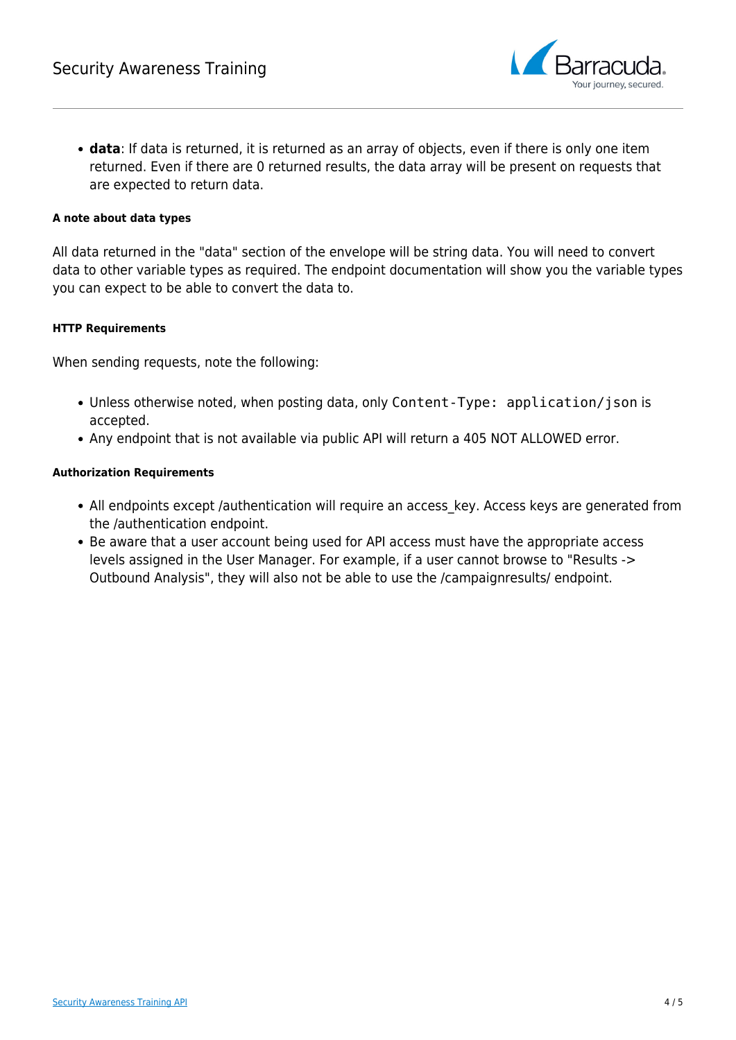- **data**: If data is returned, it is returned as an array of objects, even if there is only one item returned. Even if there are 0 returned results, the data array will be present on requests that are expected to return data.

##### A note about data types

All data returned in the "data" section of the envelope will be string data. You will need to convert data to other variable types as required. The endpoint documentation will show you the variable types you can expect to be able to convert the data to.

##### HTTP Requirements

When sending requests, note the following:

- Unless otherwise noted, when posting data, only `Content-Type: application/json` is accepted.
- Any endpoint that is not available via public API will return a 405 NOT ALLOWED error.

##### Authorization Requirements

- All endpoints except /authentication will require an access_key. Access keys are generated from the /authentication endpoint.
- Be aware that a user account being used for API access must have the appropriate access levels assigned in the User Manager. For example, if a user cannot browse to "Results -> Outbound Analysis", they will also not be able to use the /campaignresults/ endpoint.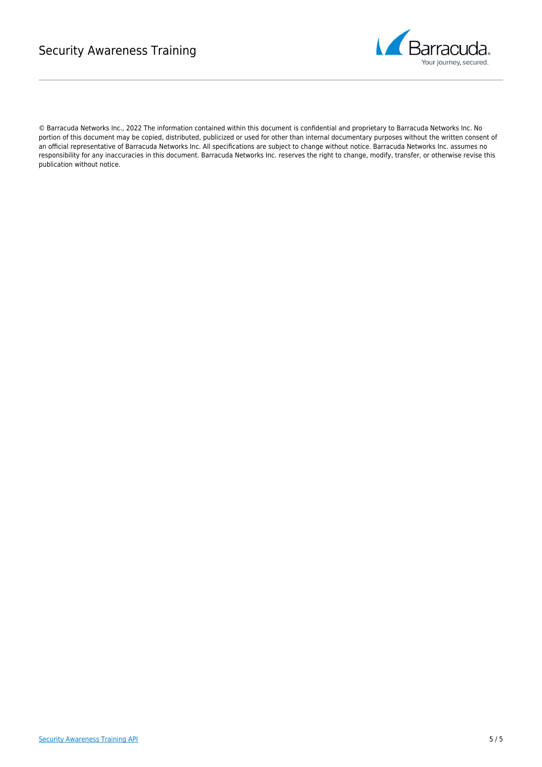© Barracuda Networks Inc., 2022 The information contained within this document is confidential and proprietary to Barracuda Networks Inc. No portion of this document may be copied, distributed, publicized or used for other than internal documentary purposes without the written consent of an official representative of Barracuda Networks Inc. All specifications are subject to change without notice. Barracuda Networks Inc. assumes no responsibility for any inaccuracies in this document. Barracuda Networks Inc. reserves the right to change, modify, transfer, or otherwise revise this publication without notice.